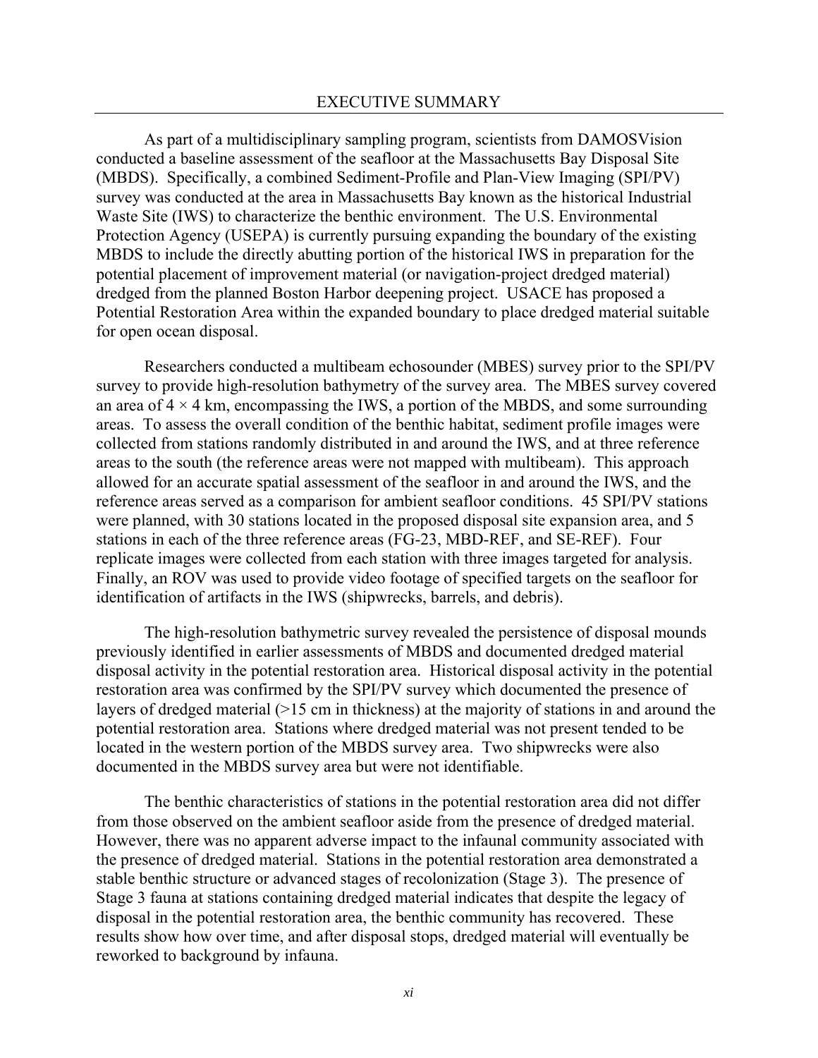# EXECUTIVE SUMMARY

As part of a multidisciplinary sampling program, scientists from DAMOSVision conducted a baseline assessment of the seafloor at the Massachusetts Bay Disposal Site (MBDS). Specifically, a combined Sediment-Profile and Plan-View Imaging (SPI/PV) survey was conducted at the area in Massachusetts Bay known as the historical Industrial Waste Site (IWS) to characterize the benthic environment. The U.S. Environmental Protection Agency (USEPA) is currently pursuing expanding the boundary of the existing MBDS to include the directly abutting portion of the historical IWS in preparation for the potential placement of improvement material (or navigation-project dredged material) dredged from the planned Boston Harbor deepening project. USACE has proposed a Potential Restoration Area within the expanded boundary to place dredged material suitable for open ocean disposal.

Researchers conducted a multibeam echosounder (MBES) survey prior to the SPI/PV survey to provide high-resolution bathymetry of the survey area. The MBES survey covered an area of $4 \times 4$ km, encompassing the IWS, a portion of the MBDS, and some surrounding areas. To assess the overall condition of the benthic habitat, sediment profile images were collected from stations randomly distributed in and around the IWS, and at three reference areas to the south (the reference areas were not mapped with multibeam). This approach allowed for an accurate spatial assessment of the seafloor in and around the IWS, and the reference areas served as a comparison for ambient seafloor conditions. 45 SPI/PV stations were planned, with 30 stations located in the proposed disposal site expansion area, and 5 stations in each of the three reference areas (FG-23, MBD-REF, and SE-REF). Four replicate images were collected from each station with three images targeted for analysis. Finally, an ROV was used to provide video footage of specified targets on the seafloor for identification of artifacts in the IWS (shipwrecks, barrels, and debris).

The high-resolution bathymetric survey revealed the persistence of disposal mounds previously identified in earlier assessments of MBDS and documented dredged material disposal activity in the potential restoration area. Historical disposal activity in the potential restoration area was confirmed by the SPI/PV survey which documented the presence of layers of dredged material (>15 cm in thickness) at the majority of stations in and around the potential restoration area. Stations where dredged material was not present tended to be located in the western portion of the MBDS survey area. Two shipwrecks were also documented in the MBDS survey area but were not identifiable.

The benthic characteristics of stations in the potential restoration area did not differ from those observed on the ambient seafloor aside from the presence of dredged material. However, there was no apparent adverse impact to the infaunal community associated with the presence of dredged material. Stations in the potential restoration area demonstrated a stable benthic structure or advanced stages of recolonization (Stage 3). The presence of Stage 3 fauna at stations containing dredged material indicates that despite the legacy of disposal in the potential restoration area, the benthic community has recovered. These results show how over time, and after disposal stops, dredged material will eventually be reworked to background by infauna.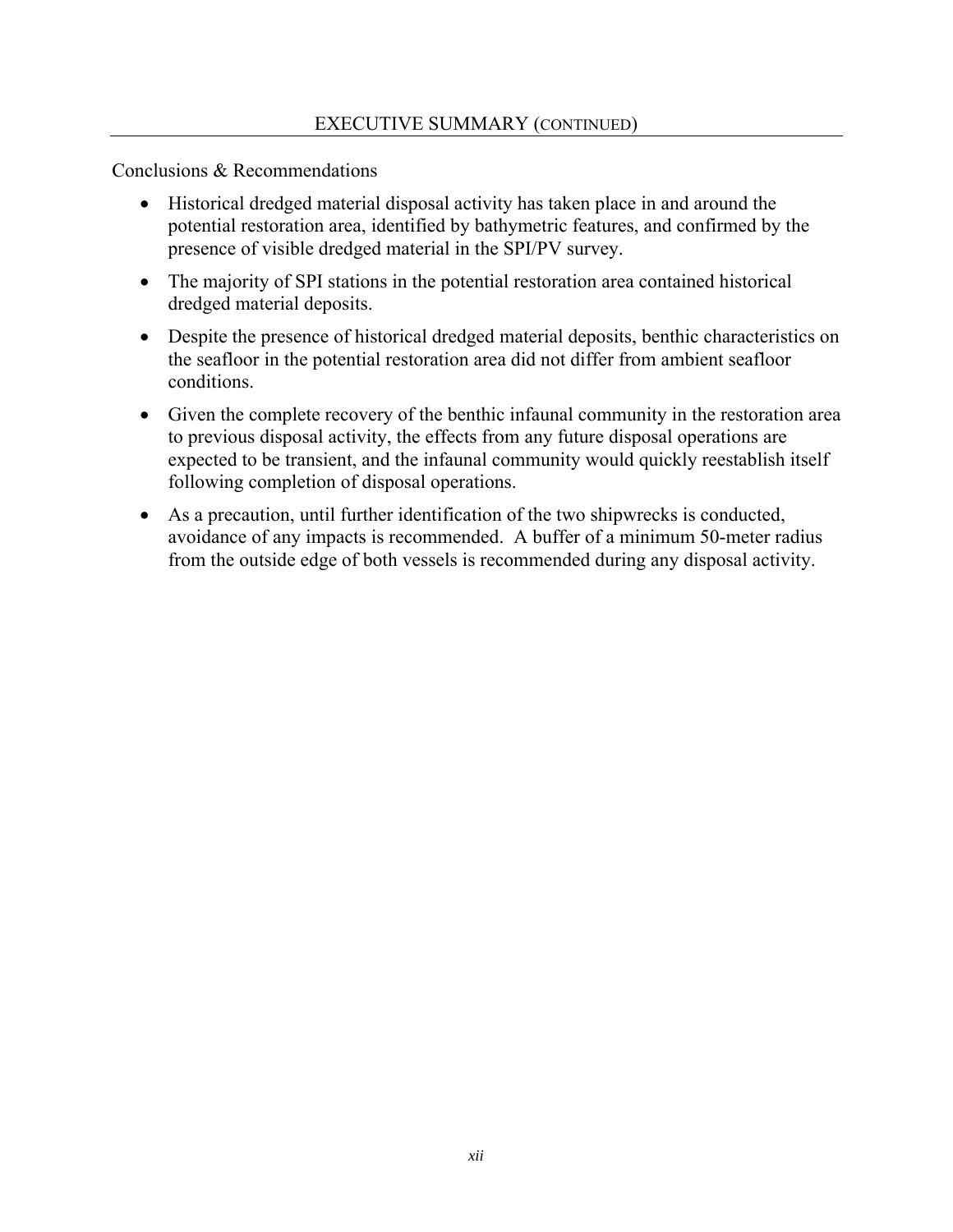## EXECUTIVE SUMMARY (CONTINUED)

Conclusions & Recommendations

- Historical dredged material disposal activity has taken place in and around the potential restoration area, identified by bathymetric features, and confirmed by the presence of visible dredged material in the SPI/PV survey.
- The majority of SPI stations in the potential restoration area contained historical dredged material deposits.
- Despite the presence of historical dredged material deposits, benthic characteristics on the seafloor in the potential restoration area did not differ from ambient seafloor conditions.
- Given the complete recovery of the benthic infaunal community in the restoration area to previous disposal activity, the effects from any future disposal operations are expected to be transient, and the infaunal community would quickly reestablish itself following completion of disposal operations.
- As a precaution, until further identification of the two shipwrecks is conducted, avoidance of any impacts is recommended. A buffer of a minimum 50-meter radius from the outside edge of both vessels is recommended during any disposal activity.